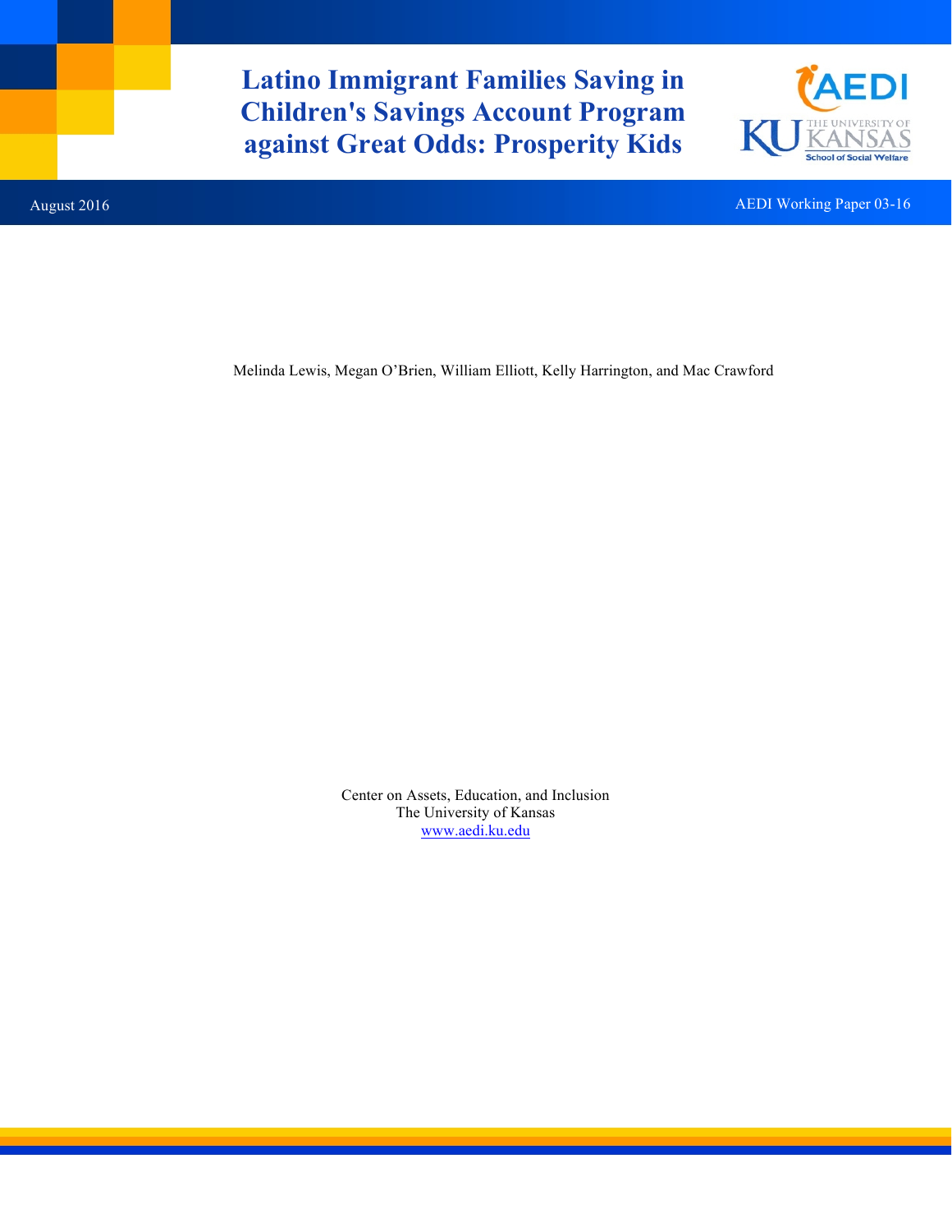# Latino Immigrant Families Saving in Children's Savings Account Program against Great Odds: Prosperity Kids

August 2016

AEDI Working Paper 03-16

Melinda Lewis, Megan O'Brien, William Elliott, Kelly Harrington, and Mac Crawford

Center on Assets, Education, and Inclusion
The University of Kansas
www.aedi.ku.edu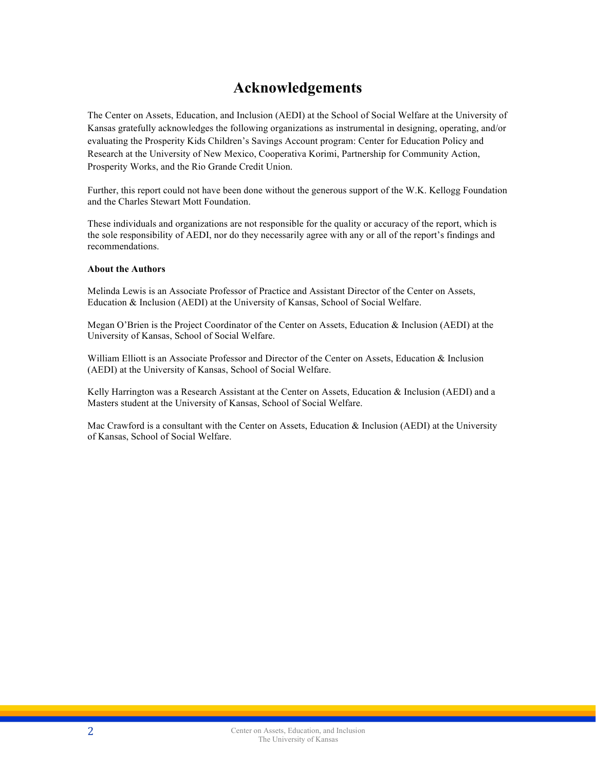# Acknowledgements

The Center on Assets, Education, and Inclusion (AEDI) at the School of Social Welfare at the University of Kansas gratefully acknowledges the following organizations as instrumental in designing, operating, and/or evaluating the Prosperity Kids Children's Savings Account program: Center for Education Policy and Research at the University of New Mexico, Cooperativa Korimi, Partnership for Community Action, Prosperity Works, and the Rio Grande Credit Union.

Further, this report could not have been done without the generous support of the W.K. Kellogg Foundation and the Charles Stewart Mott Foundation.

These individuals and organizations are not responsible for the quality or accuracy of the report, which is the sole responsibility of AEDI, nor do they necessarily agree with any or all of the report's findings and recommendations.

**About the Authors**

Melinda Lewis is an Associate Professor of Practice and Assistant Director of the Center on Assets, Education & Inclusion (AEDI) at the University of Kansas, School of Social Welfare.

Megan O'Brien is the Project Coordinator of the Center on Assets, Education & Inclusion (AEDI) at the University of Kansas, School of Social Welfare.

William Elliott is an Associate Professor and Director of the Center on Assets, Education & Inclusion (AEDI) at the University of Kansas, School of Social Welfare.

Kelly Harrington was a Research Assistant at the Center on Assets, Education & Inclusion (AEDI) and a Masters student at the University of Kansas, School of Social Welfare.

Mac Crawford is a consultant with the Center on Assets, Education & Inclusion (AEDI) at the University of Kansas, School of Social Welfare.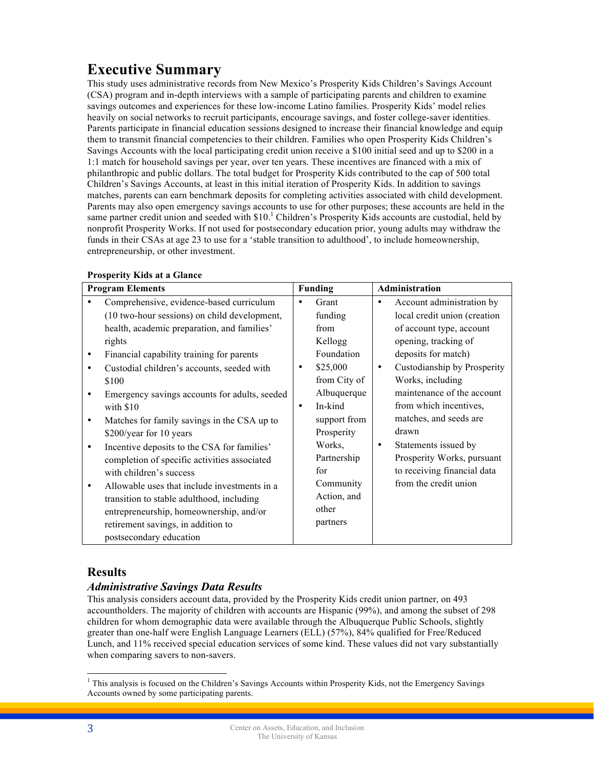# Executive Summary

This study uses administrative records from New Mexico's Prosperity Kids Children's Savings Account (CSA) program and in-depth interviews with a sample of participating parents and children to examine savings outcomes and experiences for these low-income Latino families. Prosperity Kids' model relies heavily on social networks to recruit participants, encourage savings, and foster college-saver identities. Parents participate in financial education sessions designed to increase their financial knowledge and equip them to transmit financial competencies to their children. Families who open Prosperity Kids Children's Savings Accounts with the local participating credit union receive a $100 initial seed and up to $200 in a 1:1 match for household savings per year, over ten years. These incentives are financed with a mix of philanthropic and public dollars. The total budget for Prosperity Kids contributed to the cap of 500 total Children's Savings Accounts, at least in this initial iteration of Prosperity Kids. In addition to savings matches, parents can earn benchmark deposits for completing activities associated with child development. Parents may also open emergency savings accounts to use for other purposes; these accounts are held in the same partner credit union and seeded with $10.[1] Children's Prosperity Kids accounts are custodial, held by nonprofit Prosperity Works. If not used for postsecondary education prior, young adults may withdraw the funds in their CSAs at age 23 to use for a 'stable transition to adulthood', to include homeownership, entrepreneurship, or other investment.

**Prosperity Kids at a Glance**

| Program Elements | Funding | Administration |
|---|---|---|
| • Comprehensive, evidence-based curriculum (10 two-hour sessions) on child development, health, academic preparation, and families' rights<br>• Financial capability training for parents<br>• Custodial children's accounts, seeded with $100<br>• Emergency savings accounts for adults, seeded with $10<br>• Matches for family savings in the CSA up to $200/year for 10 years<br>• Incentive deposits to the CSA for families' completion of specific activities associated with children's success<br>• Allowable uses that include investments in a transition to stable adulthood, including entrepreneurship, homeownership, and/or retirement savings, in addition to postsecondary education | • Grant funding from Kellogg Foundation<br>• $25,000 from City of Albuquerque<br>• In-kind support from Prosperity Works, Partnership for Community Action, and other partners | • Account administration by local credit union (creation of account type, account opening, tracking of deposits for match)<br>• Custodianship by Prosperity Works, including maintenance of the account from which incentives, matches, and seeds are drawn<br>• Statements issued by Prosperity Works, pursuant to receiving financial data from the credit union |

## Results

### *Administrative Savings Data Results*

This analysis considers account data, provided by the Prosperity Kids credit union partner, on 493 accountholders. The majority of children with accounts are Hispanic (99%), and among the subset of 298 children for whom demographic data were available through the Albuquerque Public Schools, slightly greater than one-half were English Language Learners (ELL) (57%), 84% qualified for Free/Reduced Lunch, and 11% received special education services of some kind. These values did not vary substantially when comparing savers to non-savers.

[1] This analysis is focused on the Children's Savings Accounts within Prosperity Kids, not the Emergency Savings Accounts owned by some participating parents.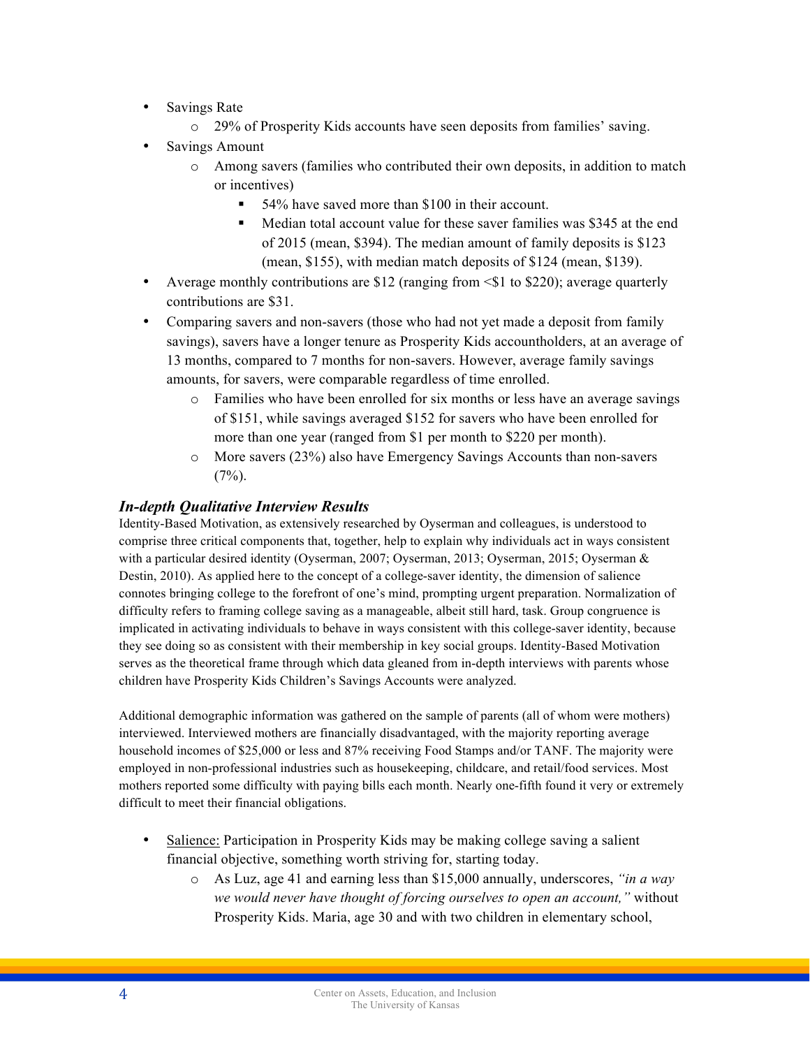- Savings Rate
  - 29% of Prosperity Kids accounts have seen deposits from families' saving.
- Savings Amount
  - Among savers (families who contributed their own deposits, in addition to match or incentives)
    - 54% have saved more than $100 in their account.
    - Median total account value for these saver families was $345 at the end of 2015 (mean, $394). The median amount of family deposits is $123 (mean, $155), with median match deposits of $124 (mean, $139).
- Average monthly contributions are $12 (ranging from <$1 to $220); average quarterly contributions are $31.
- Comparing savers and non-savers (those who had not yet made a deposit from family savings), savers have a longer tenure as Prosperity Kids accountholders, at an average of 13 months, compared to 7 months for non-savers. However, average family savings amounts, for savers, were comparable regardless of time enrolled.
  - Families who have been enrolled for six months or less have an average savings of $151, while savings averaged $152 for savers who have been enrolled for more than one year (ranged from $1 per month to $220 per month).
  - More savers (23%) also have Emergency Savings Accounts than non-savers (7%).

### *In-depth Qualitative Interview Results*

Identity-Based Motivation, as extensively researched by Oyserman and colleagues, is understood to comprise three critical components that, together, help to explain why individuals act in ways consistent with a particular desired identity (Oyserman, 2007; Oyserman, 2013; Oyserman, 2015; Oyserman & Destin, 2010). As applied here to the concept of a college-saver identity, the dimension of salience connotes bringing college to the forefront of one's mind, prompting urgent preparation. Normalization of difficulty refers to framing college saving as a manageable, albeit still hard, task. Group congruence is implicated in activating individuals to behave in ways consistent with this college-saver identity, because they see doing so as consistent with their membership in key social groups. Identity-Based Motivation serves as the theoretical frame through which data gleaned from in-depth interviews with parents whose children have Prosperity Kids Children's Savings Accounts were analyzed.

Additional demographic information was gathered on the sample of parents (all of whom were mothers) interviewed. Interviewed mothers are financially disadvantaged, with the majority reporting average household incomes of $25,000 or less and 87% receiving Food Stamps and/or TANF. The majority were employed in non-professional industries such as housekeeping, childcare, and retail/food services. Most mothers reported some difficulty with paying bills each month. Nearly one-fifth found it very or extremely difficult to meet their financial obligations.

- <u>Salience:</u> Participation in Prosperity Kids may be making college saving a salient financial objective, something worth striving for, starting today.
  - As Luz, age 41 and earning less than $15,000 annually, underscores, *"in a way we would never have thought of forcing ourselves to open an account,"* without Prosperity Kids. Maria, age 30 and with two children in elementary school,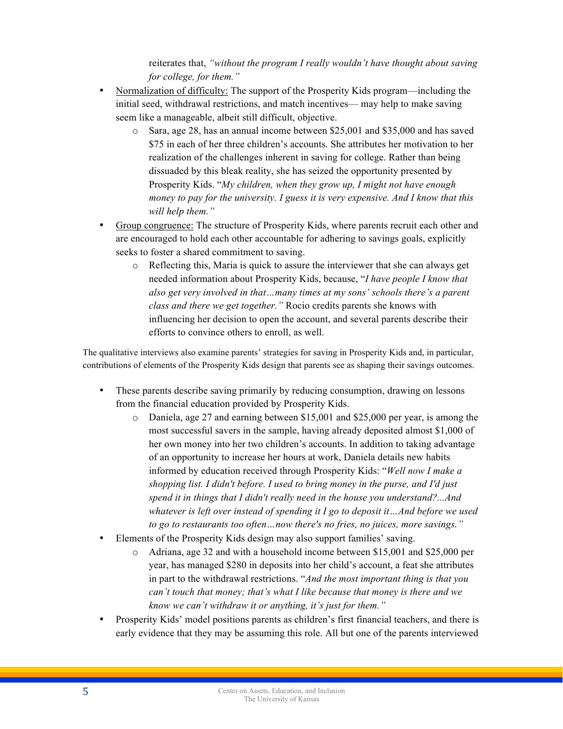reiterates that, *"without the program I really wouldn't have thought about saving for college, for them."*

- Normalization of difficulty: The support of the Prosperity Kids program—including the initial seed, withdrawal restrictions, and match incentives— may help to make saving seem like a manageable, albeit still difficult, objective.
    - Sara, age 28, has an annual income between $25,001 and $35,000 and has saved $75 in each of her three children's accounts. She attributes her motivation to her realization of the challenges inherent in saving for college. Rather than being dissuaded by this bleak reality, she has seized the opportunity presented by Prosperity Kids. "*My children, when they grow up, I might not have enough money to pay for the university. I guess it is very expensive. And I know that this will help them."*
- Group congruence: The structure of Prosperity Kids, where parents recruit each other and are encouraged to hold each other accountable for adhering to savings goals, explicitly seeks to foster a shared commitment to saving.
    - Reflecting this, Maria is quick to assure the interviewer that she can always get needed information about Prosperity Kids, because, "*I have people I know that also get very involved in that…many times at my sons' schools there's a parent class and there we get together."* Rocio credits parents she knows with influencing her decision to open the account, and several parents describe their efforts to convince others to enroll, as well.

The qualitative interviews also examine parents' strategies for saving in Prosperity Kids and, in particular, contributions of elements of the Prosperity Kids design that parents see as shaping their savings outcomes.

- These parents describe saving primarily by reducing consumption, drawing on lessons from the financial education provided by Prosperity Kids.
    - Daniela, age 27 and earning between $15,001 and $25,000 per year, is among the most successful savers in the sample, having already deposited almost $1,000 of her own money into her two children's accounts. In addition to taking advantage of an opportunity to increase her hours at work, Daniela details new habits informed by education received through Prosperity Kids: "*Well now I make a shopping list. I didn't before. I used to bring money in the purse, and I'd just spend it in things that I didn't really need in the house you understand?...And whatever is left over instead of spending it I go to deposit it…And before we used to go to restaurants too often…now there's no fries, no juices, more savings."*
- Elements of the Prosperity Kids design may also support families' saving.
    - Adriana, age 32 and with a household income between $15,001 and $25,000 per year, has managed $280 in deposits into her child's account, a feat she attributes in part to the withdrawal restrictions. "*And the most important thing is that you can't touch that money; that's what I like because that money is there and we know we can't withdraw it or anything, it's just for them."*
- Prosperity Kids' model positions parents as children's first financial teachers, and there is early evidence that they may be assuming this role. All but one of the parents interviewed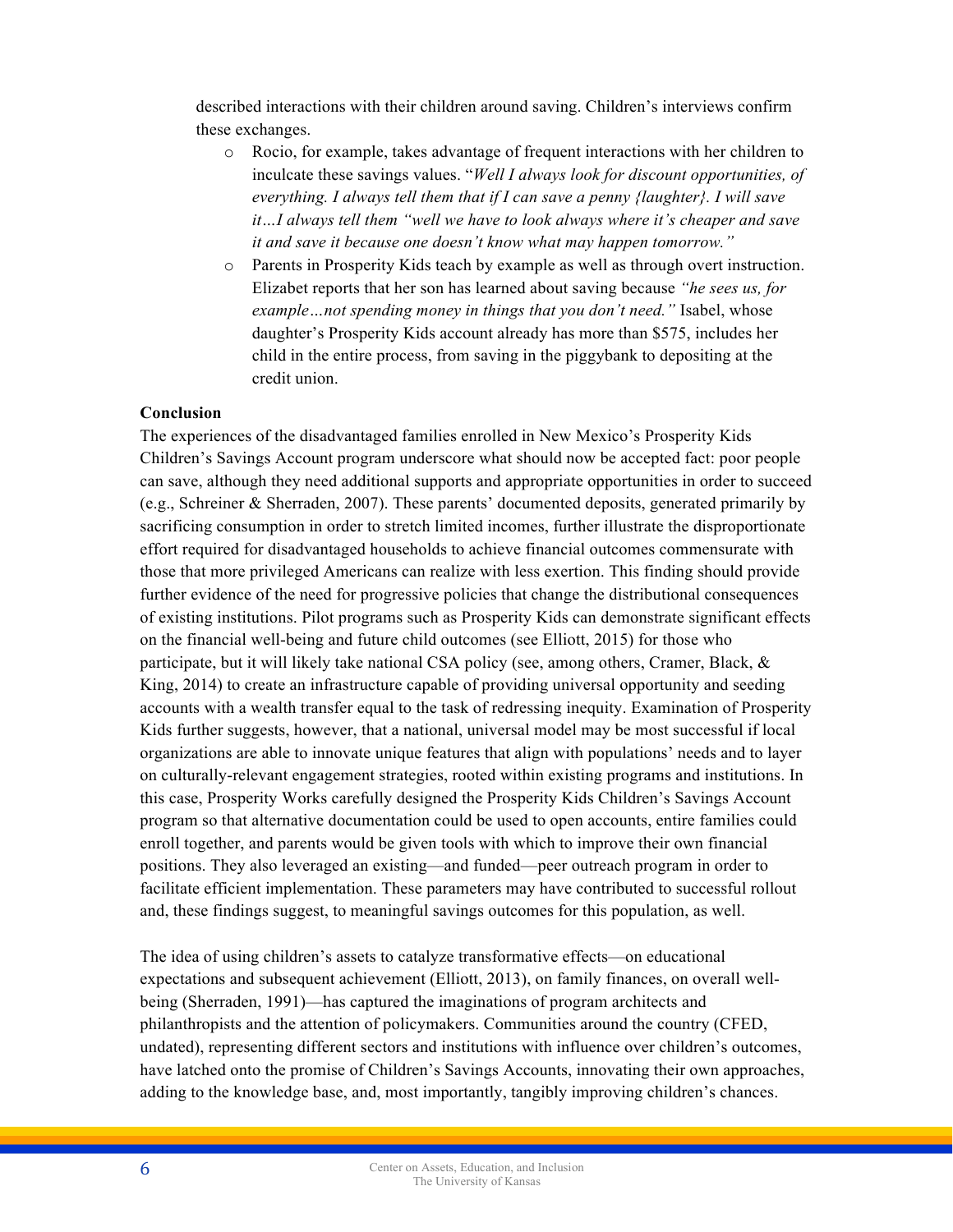described interactions with their children around saving. Children's interviews confirm these exchanges.

- Rocio, for example, takes advantage of frequent interactions with her children to inculcate these savings values. "*Well I always look for discount opportunities, of everything. I always tell them that if I can save a penny {laughter}. I will save it…I always tell them "well we have to look always where it's cheaper and save it and save it because one doesn't know what may happen tomorrow."*
- Parents in Prosperity Kids teach by example as well as through overt instruction. Elizabet reports that her son has learned about saving because *"he sees us, for example…not spending money in things that you don't need."* Isabel, whose daughter's Prosperity Kids account already has more than $575, includes her child in the entire process, from saving in the piggybank to depositing at the credit union.

**Conclusion**

The experiences of the disadvantaged families enrolled in New Mexico's Prosperity Kids Children's Savings Account program underscore what should now be accepted fact: poor people can save, although they need additional supports and appropriate opportunities in order to succeed (e.g., Schreiner & Sherraden, 2007). These parents' documented deposits, generated primarily by sacrificing consumption in order to stretch limited incomes, further illustrate the disproportionate effort required for disadvantaged households to achieve financial outcomes commensurate with those that more privileged Americans can realize with less exertion. This finding should provide further evidence of the need for progressive policies that change the distributional consequences of existing institutions. Pilot programs such as Prosperity Kids can demonstrate significant effects on the financial well-being and future child outcomes (see Elliott, 2015) for those who participate, but it will likely take national CSA policy (see, among others, Cramer, Black, & King, 2014) to create an infrastructure capable of providing universal opportunity and seeding accounts with a wealth transfer equal to the task of redressing inequity. Examination of Prosperity Kids further suggests, however, that a national, universal model may be most successful if local organizations are able to innovate unique features that align with populations' needs and to layer on culturally-relevant engagement strategies, rooted within existing programs and institutions. In this case, Prosperity Works carefully designed the Prosperity Kids Children's Savings Account program so that alternative documentation could be used to open accounts, entire families could enroll together, and parents would be given tools with which to improve their own financial positions. They also leveraged an existing—and funded—peer outreach program in order to facilitate efficient implementation. These parameters may have contributed to successful rollout and, these findings suggest, to meaningful savings outcomes for this population, as well.

The idea of using children's assets to catalyze transformative effects—on educational expectations and subsequent achievement (Elliott, 2013), on family finances, on overall well-being (Sherraden, 1991)—has captured the imaginations of program architects and philanthropists and the attention of policymakers. Communities around the country (CFED, undated), representing different sectors and institutions with influence over children's outcomes, have latched onto the promise of Children's Savings Accounts, innovating their own approaches, adding to the knowledge base, and, most importantly, tangibly improving children's chances.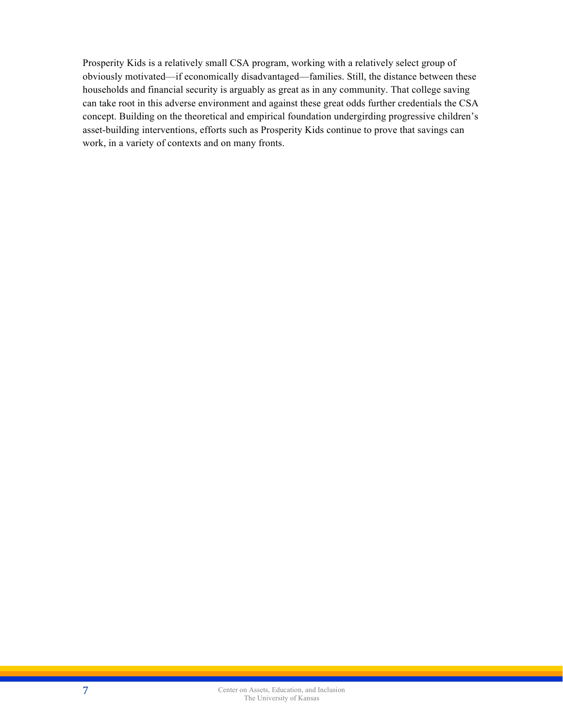Prosperity Kids is a relatively small CSA program, working with a relatively select group of obviously motivated—if economically disadvantaged—families. Still, the distance between these households and financial security is arguably as great as in any community. That college saving can take root in this adverse environment and against these great odds further credentials the CSA concept. Building on the theoretical and empirical foundation undergirding progressive children's asset-building interventions, efforts such as Prosperity Kids continue to prove that savings can work, in a variety of contexts and on many fronts.